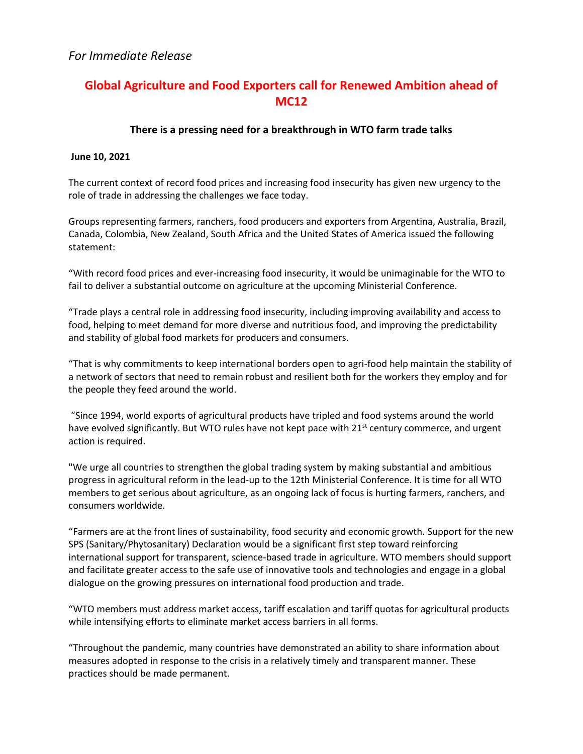*For Immediate Release*

# Global Agriculture and Food Exporters call for Renewed Ambition ahead of MC12

### There is a pressing need for a breakthrough in WTO farm trade talks

**June 10, 2021**

The current context of record food prices and increasing food insecurity has given new urgency to the role of trade in addressing the challenges we face today.

Groups representing farmers, ranchers, food producers and exporters from Argentina, Australia, Brazil, Canada, Colombia, New Zealand, South Africa and the United States of America issued the following statement:

"With record food prices and ever-increasing food insecurity, it would be unimaginable for the WTO to fail to deliver a substantial outcome on agriculture at the upcoming Ministerial Conference.

"Trade plays a central role in addressing food insecurity, including improving availability and access to food, helping to meet demand for more diverse and nutritious food, and improving the predictability and stability of global food markets for producers and consumers.

"That is why commitments to keep international borders open to agri-food help maintain the stability of a network of sectors that need to remain robust and resilient both for the workers they employ and for the people they feed around the world.

"Since 1994, world exports of agricultural products have tripled and food systems around the world have evolved significantly. But WTO rules have not kept pace with 21st century commerce, and urgent action is required.

"We urge all countries to strengthen the global trading system by making substantial and ambitious progress in agricultural reform in the lead-up to the 12th Ministerial Conference. It is time for all WTO members to get serious about agriculture, as an ongoing lack of focus is hurting farmers, ranchers, and consumers worldwide.

"Farmers are at the front lines of sustainability, food security and economic growth. Support for the new SPS (Sanitary/Phytosanitary) Declaration would be a significant first step toward reinforcing international support for transparent, science-based trade in agriculture. WTO members should support and facilitate greater access to the safe use of innovative tools and technologies and engage in a global dialogue on the growing pressures on international food production and trade.

"WTO members must address market access, tariff escalation and tariff quotas for agricultural products while intensifying efforts to eliminate market access barriers in all forms.

"Throughout the pandemic, many countries have demonstrated an ability to share information about measures adopted in response to the crisis in a relatively timely and transparent manner. These practices should be made permanent.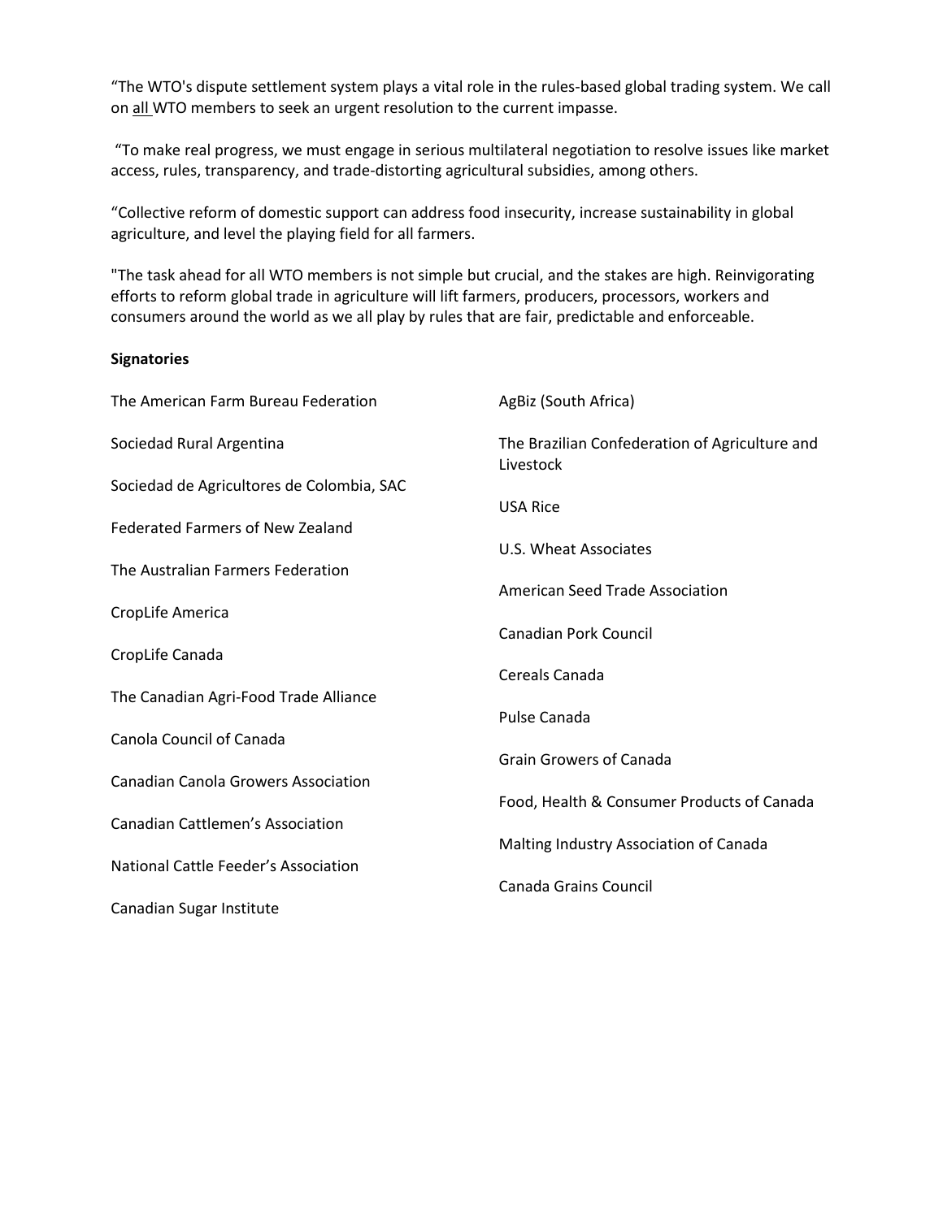"The WTO's dispute settlement system plays a vital role in the rules-based global trading system. We call on all WTO members to seek an urgent resolution to the current impasse.

"To make real progress, we must engage in serious multilateral negotiation to resolve issues like market access, rules, transparency, and trade-distorting agricultural subsidies, among others.

"Collective reform of domestic support can address food insecurity, increase sustainability in global agriculture, and level the playing field for all farmers.

"The task ahead for all WTO members is not simple but crucial, and the stakes are high. Reinvigorating efforts to reform global trade in agriculture will lift farmers, producers, processors, workers and consumers around the world as we all play by rules that are fair, predictable and enforceable.

**Signatories**

The American Farm Bureau Federation

Sociedad Rural Argentina

Sociedad de Agricultores de Colombia, SAC

Federated Farmers of New Zealand

The Australian Farmers Federation

CropLife America

CropLife Canada

The Canadian Agri-Food Trade Alliance

Canola Council of Canada

Canadian Canola Growers Association

Canadian Cattlemen's Association

National Cattle Feeder's Association

Canadian Sugar Institute

AgBiz (South Africa)

The Brazilian Confederation of Agriculture and Livestock

USA Rice

U.S. Wheat Associates

American Seed Trade Association

Canadian Pork Council

Cereals Canada

Pulse Canada

Grain Growers of Canada

Food, Health & Consumer Products of Canada

Malting Industry Association of Canada

Canada Grains Council